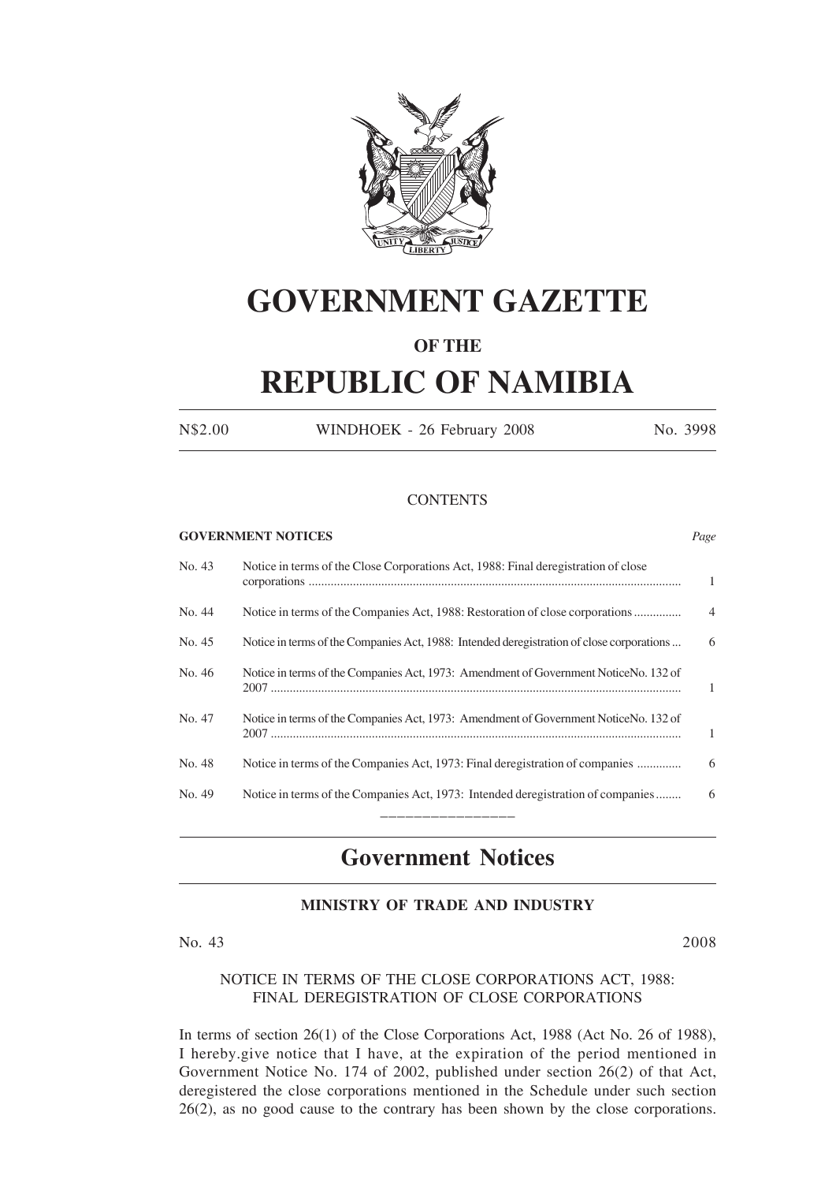# GOVERNMENT GAZETTE

### OF THE

# REPUBLIC OF NAMIBIA

N$2.00 WINDHOEK - 26 February 2008 No. 3998

CONTENTS

| **GOVERNMENT NOTICES** | | *Page* |
|---|---|---|
| No. 43 | Notice in terms of the Close Corporations Act, 1988: Final deregistration of close corporations | 1 |
| No. 44 | Notice in terms of the Companies Act, 1988: Restoration of close corporations | 4 |
| No. 45 | Notice in terms of the Companies Act, 1988: Intended deregistration of close corporations | 6 |
| No. 46 | Notice in terms of the Companies Act, 1973: Amendment of Government NoticeNo. 132 of 2007 | 1 |
| No. 47 | Notice in terms of the Companies Act, 1973: Amendment of Government NoticeNo. 132 of 2007 | 1 |
| No. 48 | Notice in terms of the Companies Act, 1973: Final deregistration of companies | 6 |
| No. 49 | Notice in terms of the Companies Act, 1973: Intended deregistration of companies | 6 |

## Government Notices

### MINISTRY OF TRADE AND INDUSTRY

No. 43 2008

NOTICE IN TERMS OF THE CLOSE CORPORATIONS ACT, 1988: FINAL DEREGISTRATION OF CLOSE CORPORATIONS

In terms of section 26(1) of the Close Corporations Act, 1988 (Act No. 26 of 1988), I hereby.give notice that I have, at the expiration of the period mentioned in Government Notice No. 174 of 2002, published under section 26(2) of that Act, deregistered the close corporations mentioned in the Schedule under such section 26(2), as no good cause to the contrary has been shown by the close corporations.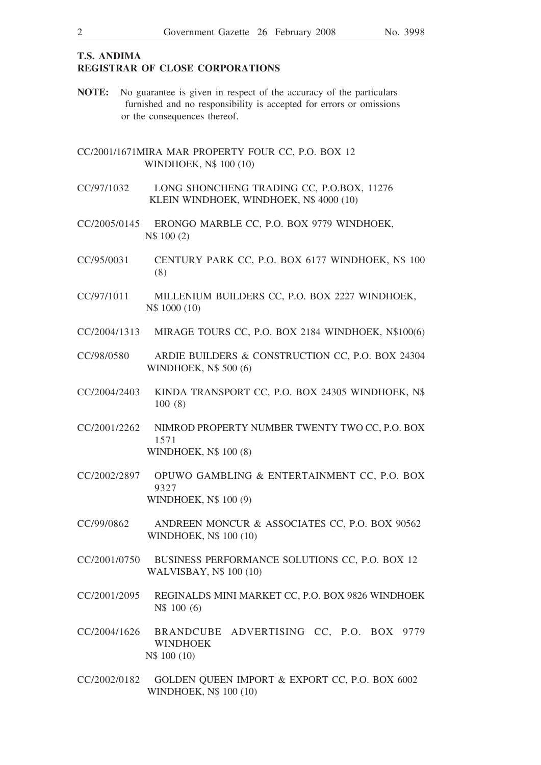**T.S. ANDIMA**
**REGISTRAR OF CLOSE CORPORATIONS**

**NOTE:** No guarantee is given in respect of the accuracy of the particulars furnished and no responsibility is accepted for errors or omissions or the consequences thereof.

CC/2001/1671MIRA MAR PROPERTY FOUR CC, P.O. BOX 12 WINDHOEK, N$ 100 (10)

CC/97/1032 LONG SHONCHENG TRADING CC, P.O.BOX, 11276 KLEIN WINDHOEK, WINDHOEK, N$ 4000 (10)

CC/2005/0145 ERONGO MARBLE CC, P.O. BOX 9779 WINDHOEK, N$ 100 (2)

CC/95/0031 CENTURY PARK CC, P.O. BOX 6177 WINDHOEK, N$ 100 (8)

CC/97/1011 MILLENIUM BUILDERS CC, P.O. BOX 2227 WINDHOEK, N$ 1000 (10)

CC/2004/1313 MIRAGE TOURS CC, P.O. BOX 2184 WINDHOEK, N$100(6)

CC/98/0580 ARDIE BUILDERS & CONSTRUCTION CC, P.O. BOX 24304 WINDHOEK, N$ 500 (6)

CC/2004/2403 KINDA TRANSPORT CC, P.O. BOX 24305 WINDHOEK, N$ 100 (8)

CC/2001/2262 NIMROD PROPERTY NUMBER TWENTY TWO CC, P.O. BOX 1571 WINDHOEK, N$ 100 (8)

CC/2002/2897 OPUWO GAMBLING & ENTERTAINMENT CC, P.O. BOX 9327 WINDHOEK, N$ 100 (9)

CC/99/0862 ANDREEN MONCUR & ASSOCIATES CC, P.O. BOX 90562 WINDHOEK, N$ 100 (10)

CC/2001/0750 BUSINESS PERFORMANCE SOLUTIONS CC, P.O. BOX 12 WALVISBAY, N$ 100 (10)

CC/2001/2095 REGINALDS MINI MARKET CC, P.O. BOX 9826 WINDHOEK N$ 100 (6)

CC/2004/1626 BRANDCUBE ADVERTISING CC, P.O. BOX 9779 WINDHOEK N$ 100 (10)

CC/2002/0182 GOLDEN QUEEN IMPORT & EXPORT CC, P.O. BOX 6002 WINDHOEK, N$ 100 (10)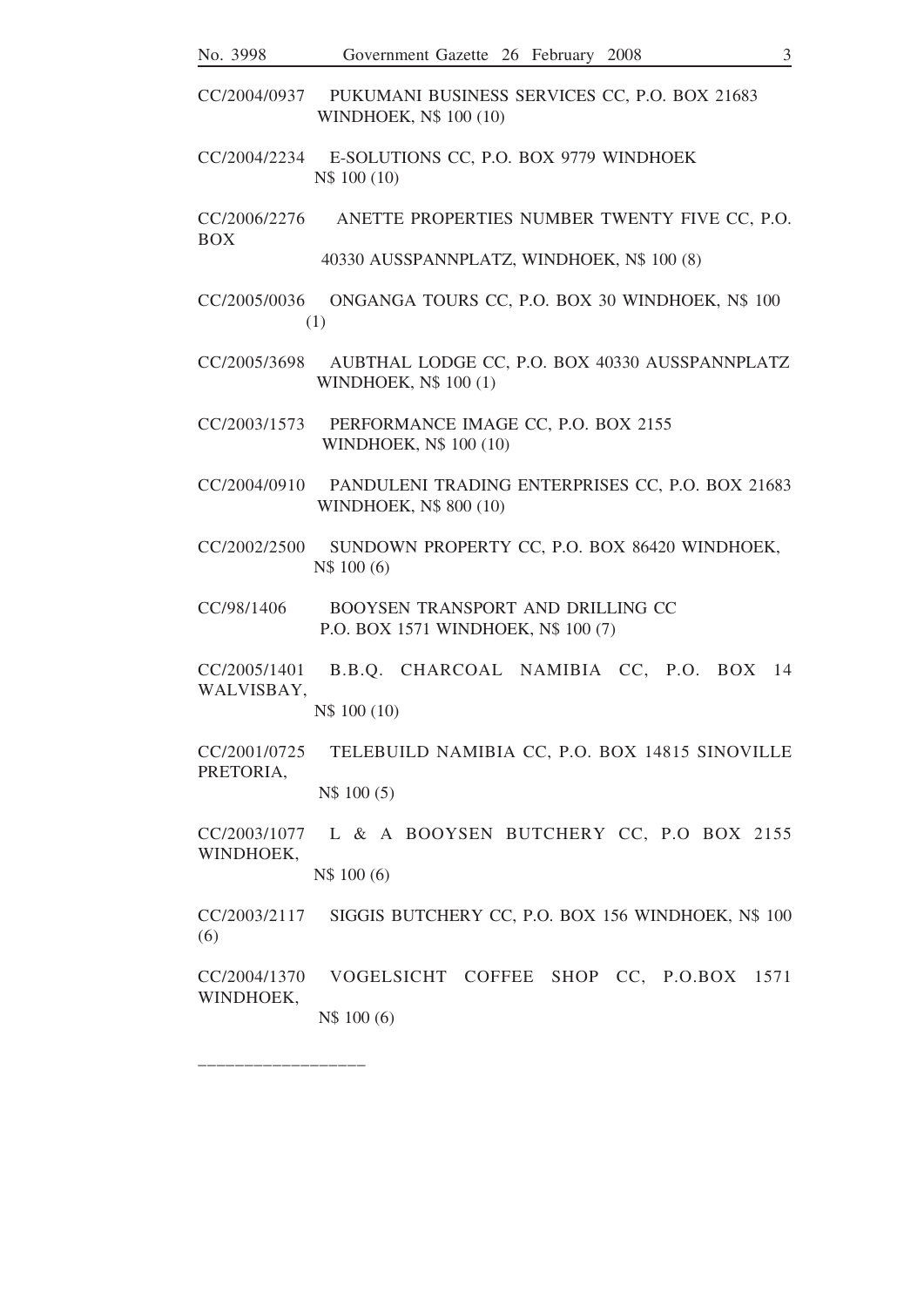CC/2004/0937 PUKUMANI BUSINESS SERVICES CC, P.O. BOX 21683 WINDHOEK, N$ 100 (10)

CC/2004/2234 E-SOLUTIONS CC, P.O. BOX 9779 WINDHOEK N$ 100 (10)

CC/2006/2276 ANETTE PROPERTIES NUMBER TWENTY FIVE CC, P.O. BOX 40330 AUSSPANNPLATZ, WINDHOEK, N$ 100 (8)

CC/2005/0036 ONGANGA TOURS CC, P.O. BOX 30 WINDHOEK, N$ 100 (1)

CC/2005/3698 AUBTHAL LODGE CC, P.O. BOX 40330 AUSSPANNPLATZ WINDHOEK, N$ 100 (1)

CC/2003/1573 PERFORMANCE IMAGE CC, P.O. BOX 2155 WINDHOEK, N$ 100 (10)

CC/2004/0910 PANDULENI TRADING ENTERPRISES CC, P.O. BOX 21683 WINDHOEK, N$ 800 (10)

CC/2002/2500 SUNDOWN PROPERTY CC, P.O. BOX 86420 WINDHOEK, N$ 100 (6)

CC/98/1406 BOOYSEN TRANSPORT AND DRILLING CC P.O. BOX 1571 WINDHOEK, N$ 100 (7)

CC/2005/1401 B.B.Q. CHARCOAL NAMIBIA CC, P.O. BOX 14 WALVISBAY, N$ 100 (10)

CC/2001/0725 TELEBUILD NAMIBIA CC, P.O. BOX 14815 SINOVILLE PRETORIA, N$ 100 (5)

CC/2003/1077 L & A BOOYSEN BUTCHERY CC, P.O BOX 2155 WINDHOEK, N$ 100 (6)

CC/2003/2117 SIGGIS BUTCHERY CC, P.O. BOX 156 WINDHOEK, N$ 100 (6)

CC/2004/1370 VOGELSICHT COFFEE SHOP CC, P.O.BOX 1571 WINDHOEK, N$ 100 (6)

---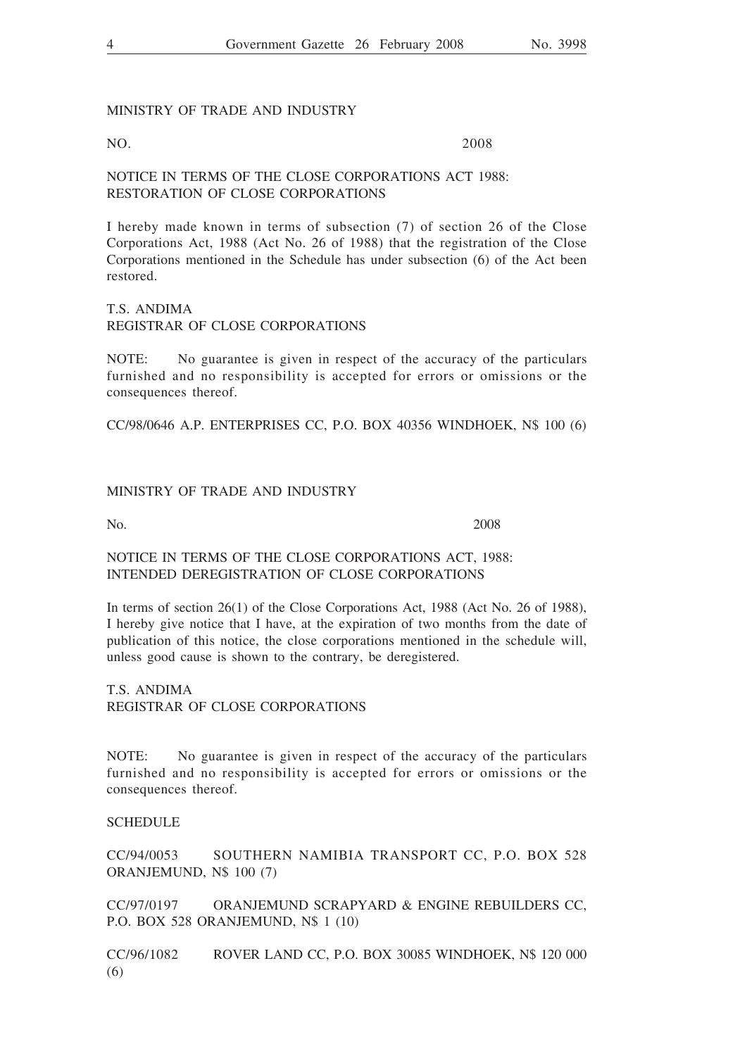MINISTRY OF TRADE AND INDUSTRY

NO. 2008

NOTICE IN TERMS OF THE CLOSE CORPORATIONS ACT 1988: RESTORATION OF CLOSE CORPORATIONS

I hereby made known in terms of subsection (7) of section 26 of the Close Corporations Act, 1988 (Act No. 26 of 1988) that the registration of the Close Corporations mentioned in the Schedule has under subsection (6) of the Act been restored.

T.S. ANDIMA
REGISTRAR OF CLOSE CORPORATIONS

NOTE: No guarantee is given in respect of the accuracy of the particulars furnished and no responsibility is accepted for errors or omissions or the consequences thereof.

CC/98/0646 A.P. ENTERPRISES CC, P.O. BOX 40356 WINDHOEK, N$ 100 (6)

MINISTRY OF TRADE AND INDUSTRY

No. 2008

NOTICE IN TERMS OF THE CLOSE CORPORATIONS ACT, 1988: INTENDED DEREGISTRATION OF CLOSE CORPORATIONS

In terms of section 26(1) of the Close Corporations Act, 1988 (Act No. 26 of 1988), I hereby give notice that I have, at the expiration of two months from the date of publication of this notice, the close corporations mentioned in the schedule will, unless good cause is shown to the contrary, be deregistered.

T.S. ANDIMA
REGISTRAR OF CLOSE CORPORATIONS

NOTE: No guarantee is given in respect of the accuracy of the particulars furnished and no responsibility is accepted for errors or omissions or the consequences thereof.

SCHEDULE

CC/94/0053 SOUTHERN NAMIBIA TRANSPORT CC, P.O. BOX 528 ORANJEMUND, N$ 100 (7)

CC/97/0197 ORANJEMUND SCRAPYARD & ENGINE REBUILDERS CC, P.O. BOX 528 ORANJEMUND, N$ 1 (10)

CC/96/1082 ROVER LAND CC, P.O. BOX 30085 WINDHOEK, N$ 120 000 (6)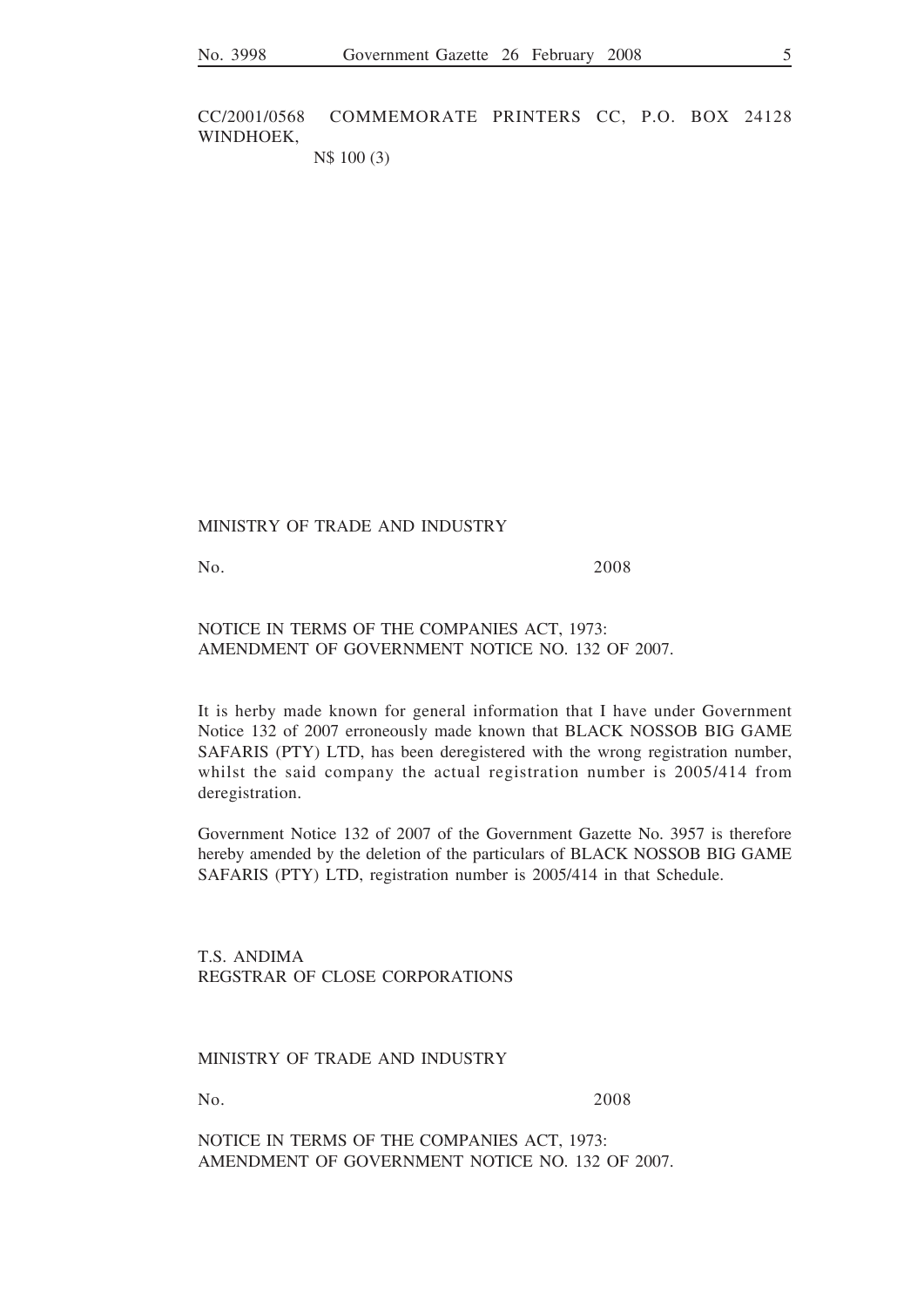CC/2001/0568 COMMEMORATE PRINTERS CC, P.O. BOX 24128 WINDHOEK,

N$ 100 (3)

MINISTRY OF TRADE AND INDUSTRY

No. 2008

NOTICE IN TERMS OF THE COMPANIES ACT, 1973:
AMENDMENT OF GOVERNMENT NOTICE NO. 132 OF 2007.

It is herby made known for general information that I have under Government Notice 132 of 2007 erroneously made known that BLACK NOSSOB BIG GAME SAFARIS (PTY) LTD, has been deregistered with the wrong registration number, whilst the said company the actual registration number is 2005/414 from deregistration.

Government Notice 132 of 2007 of the Government Gazette No. 3957 is therefore hereby amended by the deletion of the particulars of BLACK NOSSOB BIG GAME SAFARIS (PTY) LTD, registration number is 2005/414 in that Schedule.

T.S. ANDIMA
REGSTRAR OF CLOSE CORPORATIONS

MINISTRY OF TRADE AND INDUSTRY

No. 2008

NOTICE IN TERMS OF THE COMPANIES ACT, 1973:
AMENDMENT OF GOVERNMENT NOTICE NO. 132 OF 2007.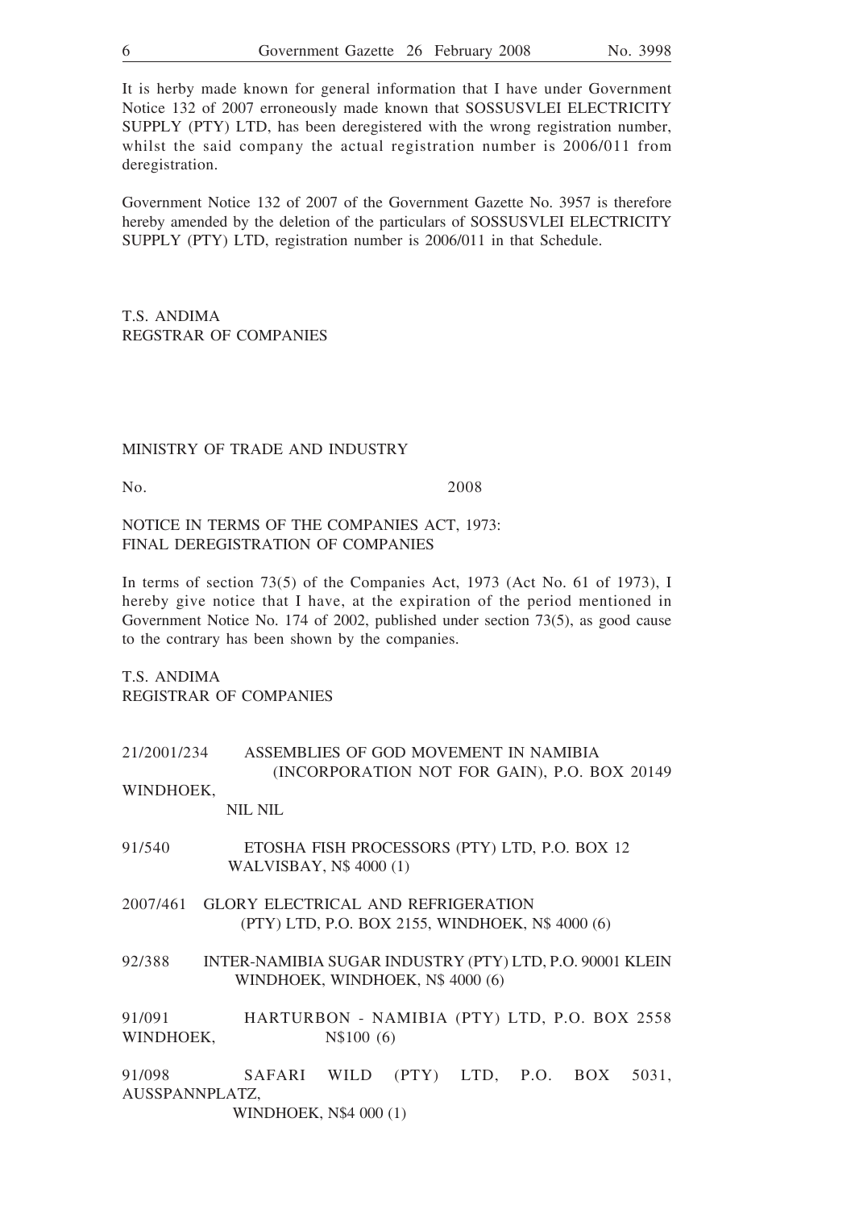It is herby made known for general information that I have under Government Notice 132 of 2007 erroneously made known that SOSSUSVLEI ELECTRICITY SUPPLY (PTY) LTD, has been deregistered with the wrong registration number, whilst the said company the actual registration number is 2006/011 from deregistration.

Government Notice 132 of 2007 of the Government Gazette No. 3957 is therefore hereby amended by the deletion of the particulars of SOSSUSVLEI ELECTRICITY SUPPLY (PTY) LTD, registration number is 2006/011 in that Schedule.

T.S. ANDIMA
REGSTRAR OF COMPANIES

MINISTRY OF TRADE AND INDUSTRY

No. 2008

NOTICE IN TERMS OF THE COMPANIES ACT, 1973:
FINAL DEREGISTRATION OF COMPANIES

In terms of section 73(5) of the Companies Act, 1973 (Act No. 61 of 1973), I hereby give notice that I have, at the expiration of the period mentioned in Government Notice No. 174 of 2002, published under section 73(5), as good cause to the contrary has been shown by the companies.

T.S. ANDIMA
REGISTRAR OF COMPANIES

21/2001/234 ASSEMBLIES OF GOD MOVEMENT IN NAMIBIA (INCORPORATION NOT FOR GAIN), P.O. BOX 20149 WINDHOEK, NIL NIL

91/540 ETOSHA FISH PROCESSORS (PTY) LTD, P.O. BOX 12 WALVISBAY, N$ 4000 (1)

2007/461 GLORY ELECTRICAL AND REFRIGERATION (PTY) LTD, P.O. BOX 2155, WINDHOEK, N$ 4000 (6)

92/388 INTER-NAMIBIA SUGAR INDUSTRY (PTY) LTD, P.O. 90001 KLEIN WINDHOEK, WINDHOEK, N$ 4000 (6)

91/091 HARTURBON - NAMIBIA (PTY) LTD, P.O. BOX 2558 WINDHOEK, N$100 (6)

91/098 SAFARI WILD (PTY) LTD, P.O. BOX 5031, AUSSPANNPLATZ, WINDHOEK, N$4 000 (1)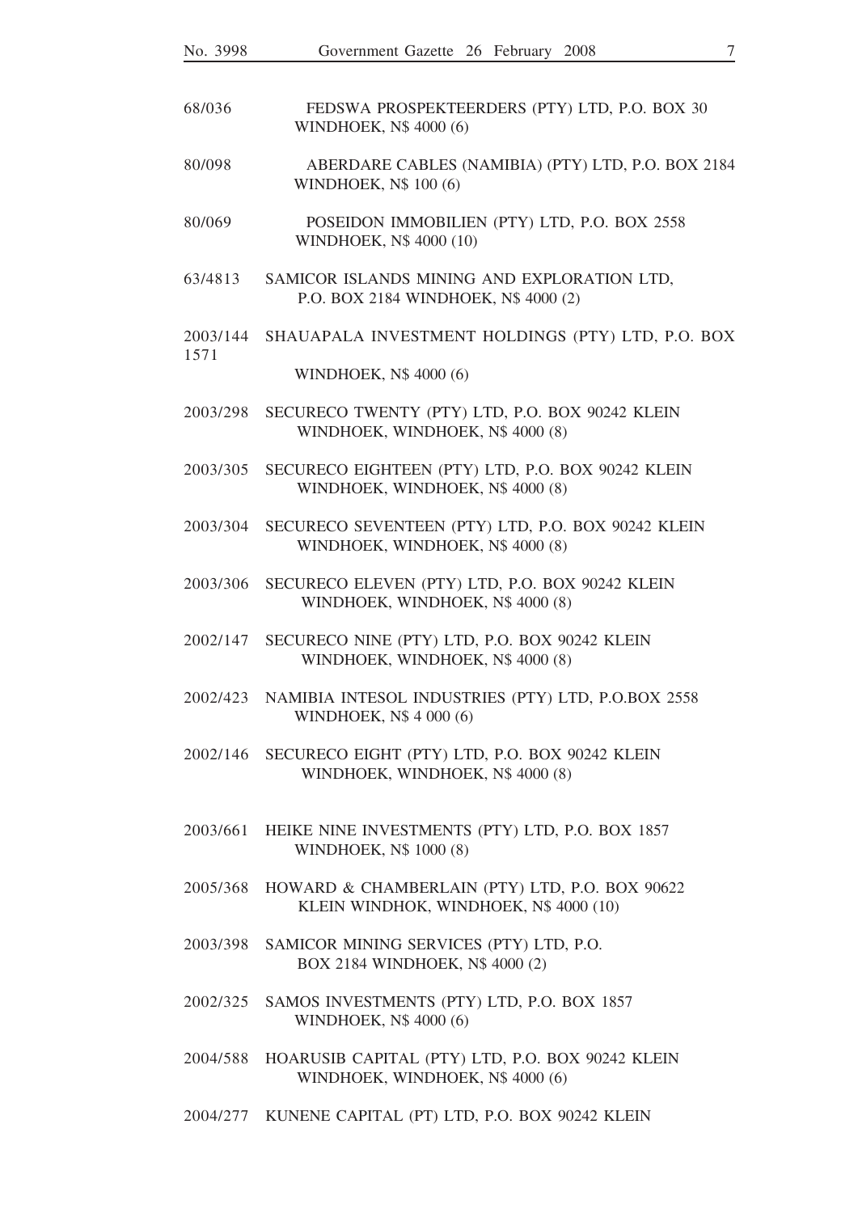68/036 FEDSWA PROSPEKTEERDERS (PTY) LTD, P.O. BOX 30 WINDHOEK, N$ 4000 (6)

80/098 ABERDARE CABLES (NAMIBIA) (PTY) LTD, P.O. BOX 2184 WINDHOEK, N$ 100 (6)

80/069 POSEIDON IMMOBILIEN (PTY) LTD, P.O. BOX 2558 WINDHOEK, N$ 4000 (10)

63/4813 SAMICOR ISLANDS MINING AND EXPLORATION LTD, P.O. BOX 2184 WINDHOEK, N$ 4000 (2)

2003/144 1571 SHAUAPALA INVESTMENT HOLDINGS (PTY) LTD, P.O. BOX WINDHOEK, N$ 4000 (6)

2003/298 SECURECO TWENTY (PTY) LTD, P.O. BOX 90242 KLEIN WINDHOEK, WINDHOEK, N$ 4000 (8)

2003/305 SECURECO EIGHTEEN (PTY) LTD, P.O. BOX 90242 KLEIN WINDHOEK, WINDHOEK, N$ 4000 (8)

2003/304 SECURECO SEVENTEEN (PTY) LTD, P.O. BOX 90242 KLEIN WINDHOEK, WINDHOEK, N$ 4000 (8)

2003/306 SECURECO ELEVEN (PTY) LTD, P.O. BOX 90242 KLEIN WINDHOEK, WINDHOEK, N$ 4000 (8)

2002/147 SECURECO NINE (PTY) LTD, P.O. BOX 90242 KLEIN WINDHOEK, WINDHOEK, N$ 4000 (8)

2002/423 NAMIBIA INTESOL INDUSTRIES (PTY) LTD, P.O.BOX 2558 WINDHOEK, N$ 4 000 (6)

2002/146 SECURECO EIGHT (PTY) LTD, P.O. BOX 90242 KLEIN WINDHOEK, WINDHOEK, N$ 4000 (8)

2003/661 HEIKE NINE INVESTMENTS (PTY) LTD, P.O. BOX 1857 WINDHOEK, N$ 1000 (8)

2005/368 HOWARD & CHAMBERLAIN (PTY) LTD, P.O. BOX 90622 KLEIN WINDHOK, WINDHOEK, N$ 4000 (10)

2003/398 SAMICOR MINING SERVICES (PTY) LTD, P.O. BOX 2184 WINDHOEK, N$ 4000 (2)

2002/325 SAMOS INVESTMENTS (PTY) LTD, P.O. BOX 1857 WINDHOEK, N$ 4000 (6)

2004/588 HOARUSIB CAPITAL (PTY) LTD, P.O. BOX 90242 KLEIN WINDHOEK, WINDHOEK, N$ 4000 (6)

2004/277 KUNENE CAPITAL (PT) LTD, P.O. BOX 90242 KLEIN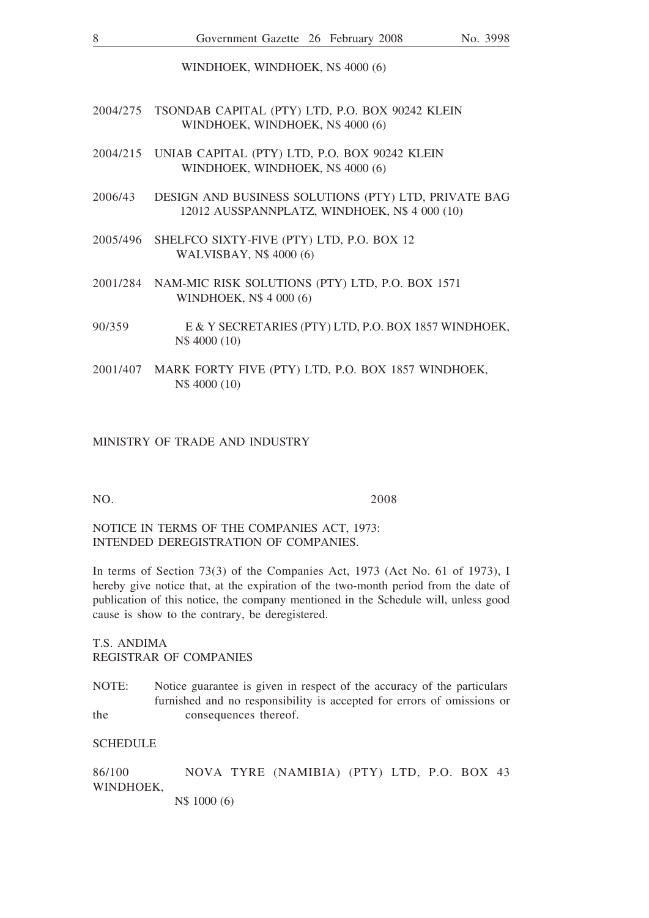WINDHOEK, WINDHOEK, N$ 4000 (6)

2004/275 TSONDAB CAPITAL (PTY) LTD, P.O. BOX 90242 KLEIN WINDHOEK, WINDHOEK, N$ 4000 (6)

2004/215 UNIAB CAPITAL (PTY) LTD, P.O. BOX 90242 KLEIN WINDHOEK, WINDHOEK, N$ 4000 (6)

2006/43 DESIGN AND BUSINESS SOLUTIONS (PTY) LTD, PRIVATE BAG 12012 AUSSPANNPLATZ, WINDHOEK, N$ 4 000 (10)

2005/496 SHELFCO SIXTY-FIVE (PTY) LTD, P.O. BOX 12 WALVISBAY, N$ 4000 (6)

2001/284 NAM-MIC RISK SOLUTIONS (PTY) LTD, P.O. BOX 1571 WINDHOEK, N$ 4 000 (6)

90/359 E & Y SECRETARIES (PTY) LTD, P.O. BOX 1857 WINDHOEK, N$ 4000 (10)

2001/407 MARK FORTY FIVE (PTY) LTD, P.O. BOX 1857 WINDHOEK, N$ 4000 (10)

MINISTRY OF TRADE AND INDUSTRY

NO. 2008

NOTICE IN TERMS OF THE COMPANIES ACT, 1973:
INTENDED DEREGISTRATION OF COMPANIES.

In terms of Section 73(3) of the Companies Act, 1973 (Act No. 61 of 1973), I hereby give notice that, at the expiration of the two-month period from the date of publication of this notice, the company mentioned in the Schedule will, unless good cause is show to the contrary, be deregistered.

T.S. ANDIMA
REGISTRAR OF COMPANIES

NOTE: Notice guarantee is given in respect of the accuracy of the particulars furnished and no responsibility is accepted for errors of omissions or the consequences thereof.

SCHEDULE

86/100 NOVA TYRE (NAMIBIA) (PTY) LTD, P.O. BOX 43 WINDHOEK, N$ 1000 (6)